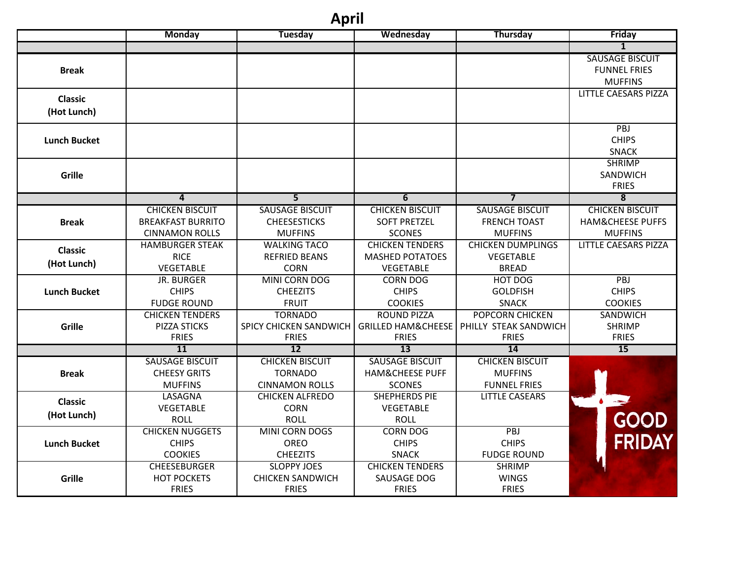# April

| | Monday | Tuesday | Wednesday | Thursday | Friday |
|---|---|---|---|---|---|
| | | | | | 1 |
| **Break** | | | | | SAUSAGE BISCUIT<br>FUNNEL FRIES<br>MUFFINS |
| **Classic (Hot Lunch)** | | | | | LITTLE CAESARS PIZZA |
| **Lunch Bucket** | | | | | PBJ<br>CHIPS<br>SNACK |
| **Grille** | | | | | SHRIMP<br>SANDWICH<br>FRIES |
| | 4 | 5 | 6 | 7 | 8 |
| **Break** | CHICKEN BISCUIT<br>BREAKFAST BURRITO<br>CINNAMON ROLLS | SAUSAGE BISCUIT<br>CHEESESTICKS<br>MUFFINS | CHICKEN BISCUIT<br>SOFT PRETZEL<br>SCONES | SAUSAGE BISCUIT<br>FRENCH TOAST<br>MUFFINS | CHICKEN BISCUIT<br>HAM&CHEESE PUFFS<br>MUFFINS |
| **Classic (Hot Lunch)** | HAMBURGER STEAK<br>RICE<br>VEGETABLE | WALKING TACO<br>REFRIED BEANS<br>CORN | CHICKEN TENDERS<br>MASHED POTATOES<br>VEGETABLE | CHICKEN DUMPLINGS<br>VEGETABLE<br>BREAD | LITTLE CAESARS PIZZA |
| **Lunch Bucket** | JR. BURGER<br>CHIPS<br>FUDGE ROUND | MINI CORN DOG<br>CHEEZITS<br>FRUIT | CORN DOG<br>CHIPS<br>COOKIES | HOT DOG<br>GOLDFISH<br>SNACK | PBJ<br>CHIPS<br>COOKIES |
| **Grille** | CHICKEN TENDERS<br>PIZZA STICKS<br>FRIES | TORNADO<br>SPICY CHICKEN SANDWICH<br>FRIES | ROUND PIZZA<br>GRILLED HAM&CHEESE<br>FRIES | POPCORN CHICKEN<br>PHILLY STEAK SANDWICH<br>FRIES | SANDWICH<br>SHRIMP<br>FRIES |
| | 11 | 12 | 13 | 14 | 15 |
| **Break** | SAUSAGE BISCUIT<br>CHEESY GRITS<br>MUFFINS | CHICKEN BISCUIT<br>TORNADO<br>CINNAMON ROLLS | SAUSAGE BISCUIT<br>HAM&CHEESE PUFF<br>SCONES | CHICKEN BISCUIT<br>MUFFINS<br>FUNNEL FRIES | GOOD FRIDAY |
| **Classic (Hot Lunch)** | LASAGNA<br>VEGETABLE<br>ROLL | CHICKEN ALFREDO<br>CORN<br>ROLL | SHEPHERDS PIE<br>VEGETABLE<br>ROLL | LITTLE CASEARS | |
| **Lunch Bucket** | CHICKEN NUGGETS<br>CHIPS<br>COOKIES | MINI CORN DOGS<br>OREO<br>CHEEZITS | CORN DOG<br>CHIPS<br>SNACK | PBJ<br>CHIPS<br>FUDGE ROUND | |
| **Grille** | CHEESEBURGER<br>HOT POCKETS<br>FRIES | SLOPPY JOES<br>CHICKEN SANDWICH<br>FRIES | CHICKEN TENDERS<br>SAUSAGE DOG<br>FRIES | SHRIMP<br>WINGS<br>FRIES | |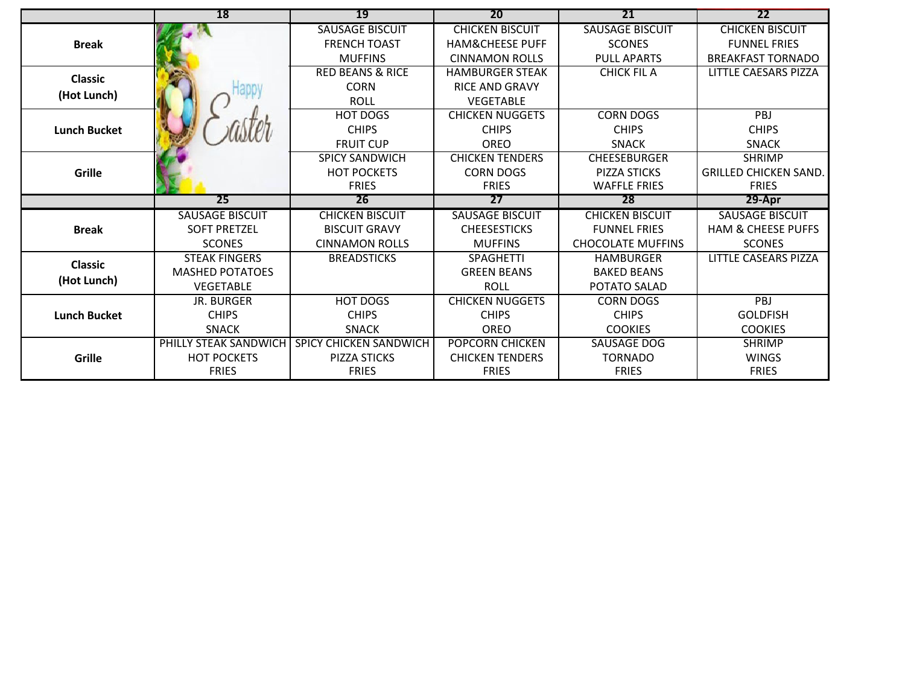| | 18 | 19 | 20 | 21 | 22 |
|---|---|---|---|---|---|
| **Break** | Happy Easter | SAUSAGE BISCUIT<br>FRENCH TOAST<br>MUFFINS | CHICKEN BISCUIT<br>HAM&CHEESE PUFF<br>CINNAMON ROLLS | SAUSAGE BISCUIT<br>SCONES<br>PULL APARTS | CHICKEN BISCUIT<br>FUNNEL FRIES<br>BREAKFAST TORNADO |
| **Classic (Hot Lunch)** | | RED BEANS & RICE<br>CORN<br>ROLL | HAMBURGER STEAK<br>RICE AND GRAVY<br>VEGETABLE | CHICK FIL A | LITTLE CAESARS PIZZA |
| **Lunch Bucket** | | HOT DOGS<br>CHIPS<br>FRUIT CUP | CHICKEN NUGGETS<br>CHIPS<br>OREO | CORN DOGS<br>CHIPS<br>SNACK | PBJ<br>CHIPS<br>SNACK |
| **Grille** | | SPICY SANDWICH<br>HOT POCKETS<br>FRIES | CHICKEN TENDERS<br>CORN DOGS<br>FRIES | CHEESEBURGER<br>PIZZA STICKS<br>WAFFLE FRIES | SHRIMP<br>GRILLED CHICKEN SAND.<br>FRIES |
| | **25** | **26** | **27** | **28** | **29-Apr** |
| **Break** | SAUSAGE BISCUIT<br>SOFT PRETZEL<br>SCONES | CHICKEN BISCUIT<br>BISCUIT GRAVY<br>CINNAMON ROLLS | SAUSAGE BISCUIT<br>CHEESESTICKS<br>MUFFINS | CHICKEN BISCUIT<br>FUNNEL FRIES<br>CHOCOLATE MUFFINS | SAUSAGE BISCUIT<br>HAM & CHEESE PUFFS<br>SCONES |
| **Classic (Hot Lunch)** | STEAK FINGERS<br>MASHED POTATOES<br>VEGETABLE | BREADSTICKS | SPAGHETTI<br>GREEN BEANS<br>ROLL | HAMBURGER<br>BAKED BEANS<br>POTATO SALAD | LITTLE CASEARS PIZZA |
| **Lunch Bucket** | JR. BURGER<br>CHIPS<br>SNACK | HOT DOGS<br>CHIPS<br>SNACK | CHICKEN NUGGETS<br>CHIPS<br>OREO | CORN DOGS<br>CHIPS<br>COOKIES | PBJ<br>GOLDFISH<br>COOKIES |
| **Grille** | PHILLY STEAK SANDWICH<br>HOT POCKETS<br>FRIES | SPICY CHICKEN SANDWICH<br>PIZZA STICKS<br>FRIES | POPCORN CHICKEN<br>CHICKEN TENDERS<br>FRIES | SAUSAGE DOG<br>TORNADO<br>FRIES | SHRIMP<br>WINGS<br>FRIES |